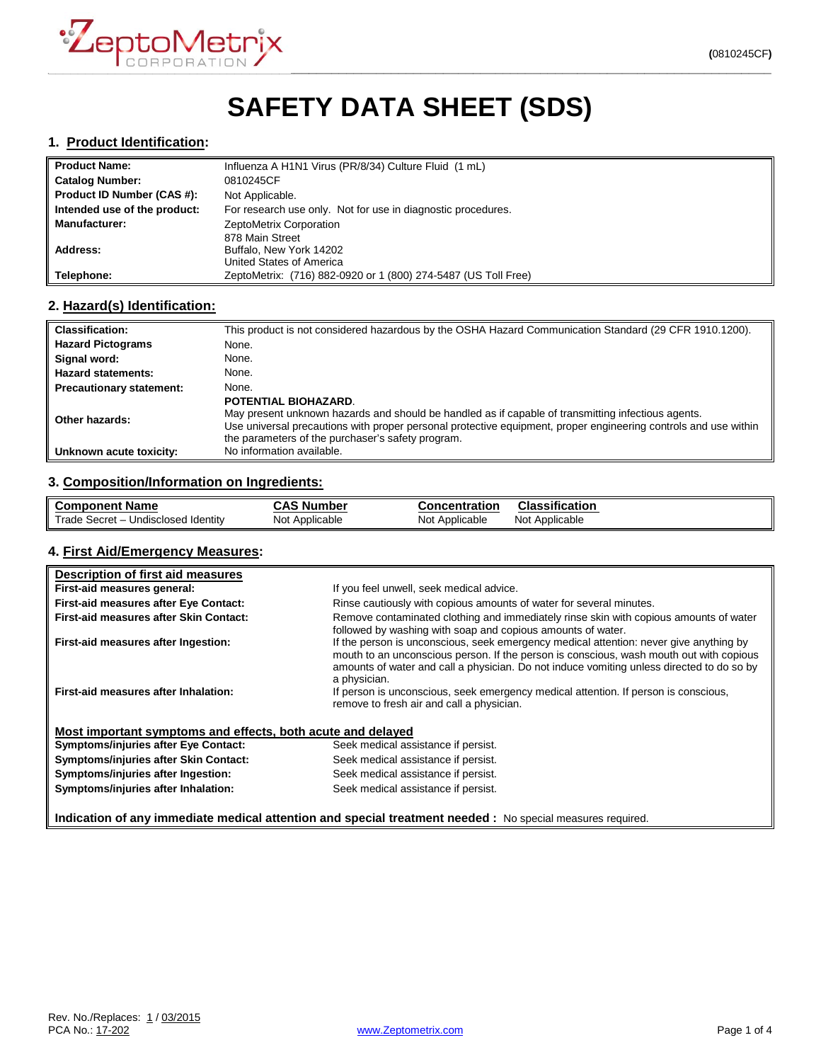# SAFETY DATA SHEET (SDS)

## 1. Product Identification:

| | |
|---|---|
| **Product Name:** | Influenza A H1N1 Virus (PR/8/34) Culture Fluid (1 mL) |
| **Catalog Number:** | 0810245CF |
| **Product ID Number (CAS #):** | Not Applicable. |
| **Intended use of the product:** | For research use only. Not for use in diagnostic procedures. |
| **Manufacturer:** | ZeptoMetrix Corporation |
| **Address:** | 878 Main Street<br>Buffalo, New York 14202<br>United States of America |
| **Telephone:** | ZeptoMetrix: (716) 882-0920 or 1 (800) 274-5487 (US Toll Free) |

## 2. Hazard(s) Identification:

| | |
|---|---|
| **Classification:** | This product is not considered hazardous by the OSHA Hazard Communication Standard (29 CFR 1910.1200). |
| **Hazard Pictograms** | None. |
| **Signal word:** | None. |
| **Hazard statements:** | None. |
| **Precautionary statement:** | None. |
| **Other hazards:** | **POTENTIAL BIOHAZARD**.<br>May present unknown hazards and should be handled as if capable of transmitting infectious agents.<br>Use universal precautions with proper personal protective equipment, proper engineering controls and use within the parameters of the purchaser's safety program. |
| **Unknown acute toxicity:** | No information available. |

## 3. Composition/Information on Ingredients:

| Component Name | CAS Number | Concentration | Classification |
|---|---|---|---|
| Trade Secret – Undisclosed Identity | Not Applicable | Not Applicable | Not Applicable |

## 4. First Aid/Emergency Measures:

**Description of first aid measures**

| | |
|---|---|
| **First-aid measures general:** | If you feel unwell, seek medical advice. |
| **First-aid measures after Eye Contact:** | Rinse cautiously with copious amounts of water for several minutes. |
| **First-aid measures after Skin Contact:** | Remove contaminated clothing and immediately rinse skin with copious amounts of water followed by washing with soap and copious amounts of water. |
| **First-aid measures after Ingestion:** | If the person is unconscious, seek emergency medical attention: never give anything by mouth to an unconscious person. If the person is conscious, wash mouth out with copious amounts of water and call a physician. Do not induce vomiting unless directed to do so by a physician. |
| **First-aid measures after Inhalation:** | If person is unconscious, seek emergency medical attention. If person is conscious, remove to fresh air and call a physician. |

**Most important symptoms and effects, both acute and delayed**

| | |
|---|---|
| **Symptoms/injuries after Eye Contact:** | Seek medical assistance if persist. |
| **Symptoms/injuries after Skin Contact:** | Seek medical assistance if persist. |
| **Symptoms/injuries after Ingestion:** | Seek medical assistance if persist. |
| **Symptoms/injuries after Inhalation:** | Seek medical assistance if persist. |

**Indication of any immediate medical attention and special treatment needed :** No special measures required.

Rev. No./Replaces: 1 / 03/2015
PCA No.: 17-202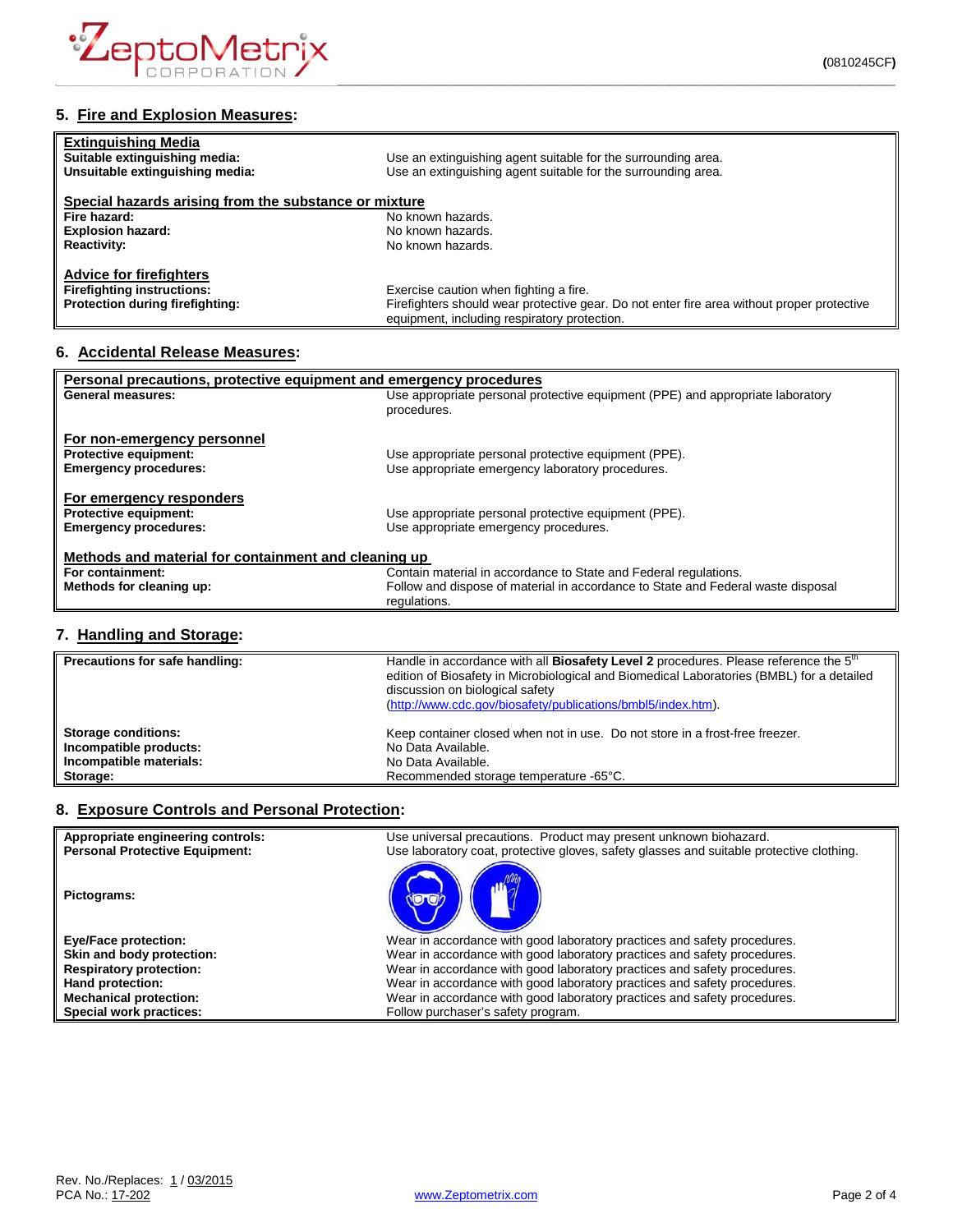## 5. Fire and Explosion Measures:

| | |
|---|---|
| **Extinguishing Media** | |
| **Suitable extinguishing media:** | Use an extinguishing agent suitable for the surrounding area. |
| **Unsuitable extinguishing media:** | Use an extinguishing agent suitable for the surrounding area. |
| **Special hazards arising from the substance or mixture** | |
| **Fire hazard:** | No known hazards. |
| **Explosion hazard:** | No known hazards. |
| **Reactivity:** | No known hazards. |
| **Advice for firefighters** | |
| **Firefighting instructions:** | Exercise caution when fighting a fire. |
| **Protection during firefighting:** | Firefighters should wear protective gear. Do not enter fire area without proper protective equipment, including respiratory protection. |

## 6. Accidental Release Measures:

| | |
|---|---|
| **Personal precautions, protective equipment and emergency procedures** | |
| **General measures:** | Use appropriate personal protective equipment (PPE) and appropriate laboratory procedures. |
| **For non-emergency personnel** | |
| **Protective equipment:** | Use appropriate personal protective equipment (PPE). |
| **Emergency procedures:** | Use appropriate emergency laboratory procedures. |
| **For emergency responders** | |
| **Protective equipment:** | Use appropriate personal protective equipment (PPE). |
| **Emergency procedures:** | Use appropriate emergency procedures. |
| **Methods and material for containment and cleaning up** | |
| **For containment:** | Contain material in accordance to State and Federal regulations. |
| **Methods for cleaning up:** | Follow and dispose of material in accordance to State and Federal waste disposal regulations. |

## 7. Handling and Storage:

| | |
|---|---|
| **Precautions for safe handling:** | Handle in accordance with all **Biosafety Level 2** procedures. Please reference the 5th edition of Biosafety in Microbiological and Biomedical Laboratories (BMBL) for a detailed discussion on biological safety (http://www.cdc.gov/biosafety/publications/bmbl5/index.htm). |
| **Storage conditions:** | Keep container closed when not in use. Do not store in a frost-free freezer. |
| **Incompatible products:** | No Data Available. |
| **Incompatible materials:** | No Data Available. |
| **Storage:** | Recommended storage temperature -65°C. |

## 8. Exposure Controls and Personal Protection:

| | |
|---|---|
| **Appropriate engineering controls:** | Use universal precautions. Product may present unknown biohazard. |
| **Personal Protective Equipment:** | Use laboratory coat, protective gloves, safety glasses and suitable protective clothing. |
| **Pictograms:** | |
| **Eye/Face protection:** | Wear in accordance with good laboratory practices and safety procedures. |
| **Skin and body protection:** | Wear in accordance with good laboratory practices and safety procedures. |
| **Respiratory protection:** | Wear in accordance with good laboratory practices and safety procedures. |
| **Hand protection:** | Wear in accordance with good laboratory practices and safety procedures. |
| **Mechanical protection:** | Wear in accordance with good laboratory practices and safety procedures. |
| **Special work practices:** | Follow purchaser's safety program. |

Rev. No./Replaces: 1 / 03/2015
PCA No.: 17-202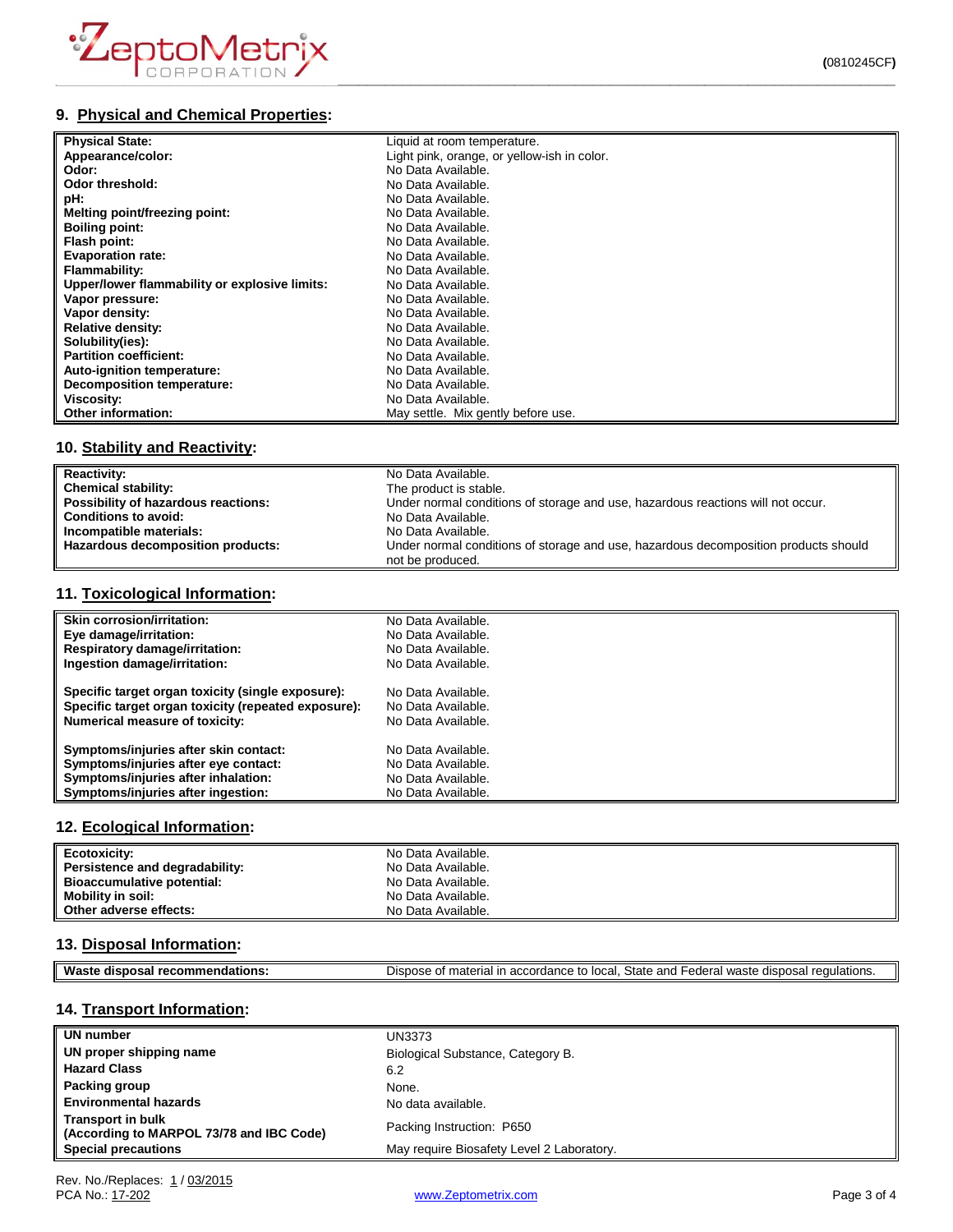## 9. Physical and Chemical Properties:

| | |
|---|---|
| **Physical State:** | Liquid at room temperature. |
| **Appearance/color:** | Light pink, orange, or yellow-ish in color. |
| **Odor:** | No Data Available. |
| **Odor threshold:** | No Data Available. |
| **pH:** | No Data Available. |
| **Melting point/freezing point:** | No Data Available. |
| **Boiling point:** | No Data Available. |
| **Flash point:** | No Data Available. |
| **Evaporation rate:** | No Data Available. |
| **Flammability:** | No Data Available. |
| **Upper/lower flammability or explosive limits:** | No Data Available. |
| **Vapor pressure:** | No Data Available. |
| **Vapor density:** | No Data Available. |
| **Relative density:** | No Data Available. |
| **Solubility(ies):** | No Data Available. |
| **Partition coefficient:** | No Data Available. |
| **Auto-ignition temperature:** | No Data Available. |
| **Decomposition temperature:** | No Data Available. |
| **Viscosity:** | No Data Available. |
| **Other information:** | May settle. Mix gently before use. |

## 10. Stability and Reactivity:

| | |
|---|---|
| **Reactivity:** | No Data Available. |
| **Chemical stability:** | The product is stable. |
| **Possibility of hazardous reactions:** | Under normal conditions of storage and use, hazardous reactions will not occur. |
| **Conditions to avoid:** | No Data Available. |
| **Incompatible materials:** | No Data Available. |
| **Hazardous decomposition products:** | Under normal conditions of storage and use, hazardous decomposition products should not be produced. |

## 11. Toxicological Information:

| | |
|---|---|
| **Skin corrosion/irritation:** | No Data Available. |
| **Eye damage/irritation:** | No Data Available. |
| **Respiratory damage/irritation:** | No Data Available. |
| **Ingestion damage/irritation:** | No Data Available. |
| **Specific target organ toxicity (single exposure):** | No Data Available. |
| **Specific target organ toxicity (repeated exposure):** | No Data Available. |
| **Numerical measure of toxicity:** | No Data Available. |
| **Symptoms/injuries after skin contact:** | No Data Available. |
| **Symptoms/injuries after eye contact:** | No Data Available. |
| **Symptoms/injuries after inhalation:** | No Data Available. |
| **Symptoms/injuries after ingestion:** | No Data Available. |

## 12. Ecological Information:

| | |
|---|---|
| **Ecotoxicity:** | No Data Available. |
| **Persistence and degradability:** | No Data Available. |
| **Bioaccumulative potential:** | No Data Available. |
| **Mobility in soil:** | No Data Available. |
| **Other adverse effects:** | No Data Available. |

## 13. Disposal Information:

| | |
|---|---|
| **Waste disposal recommendations:** | Dispose of material in accordance to local, State and Federal waste disposal regulations. |

## 14. Transport Information:

| | |
|---|---|
| **UN number** | UN3373 |
| **UN proper shipping name** | Biological Substance, Category B. |
| **Hazard Class** | 6.2 |
| **Packing group** | None. |
| **Environmental hazards** | No data available. |
| **Transport in bulk (According to MARPOL 73/78 and IBC Code)** | Packing Instruction: P650 |
| **Special precautions** | May require Biosafety Level 2 Laboratory. |

Rev. No./Replaces: 1 / 03/2015
PCA No.: 17-202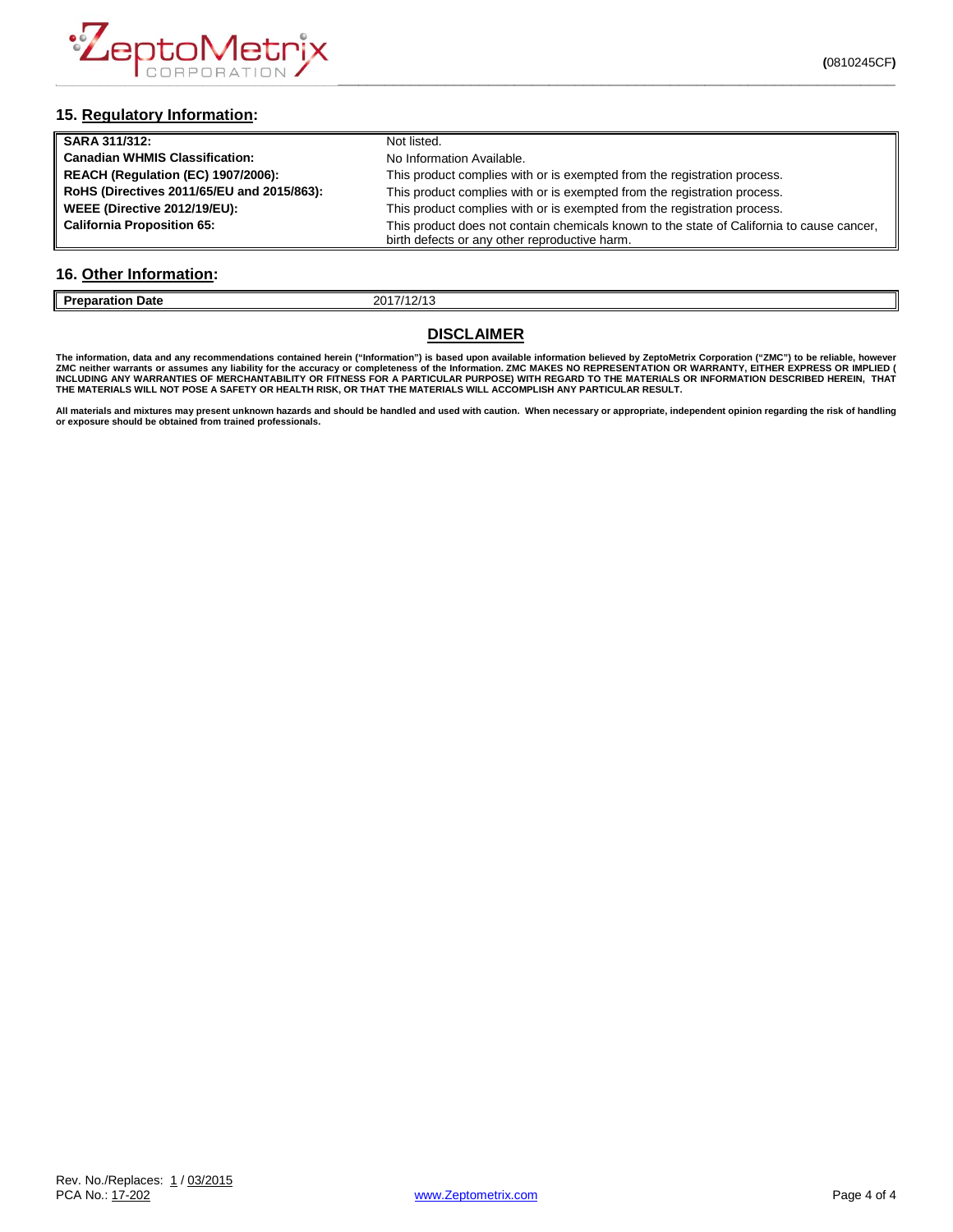## 15. Regulatory Information:

| | |
|---|---|
| **SARA 311/312:** | Not listed. |
| **Canadian WHMIS Classification:** | No Information Available. |
| **REACH (Regulation (EC) 1907/2006):** | This product complies with or is exempted from the registration process. |
| **RoHS (Directives 2011/65/EU and 2015/863):** | This product complies with or is exempted from the registration process. |
| **WEEE (Directive 2012/19/EU):** | This product complies with or is exempted from the registration process. |
| **California Proposition 65:** | This product does not contain chemicals known to the state of California to cause cancer, birth defects or any other reproductive harm. |

## 16. Other Information:

| | |
|---|---|
| **Preparation Date** | 2017/12/13 |

## DISCLAIMER

**The information, data and any recommendations contained herein ("Information") is based upon available information believed by ZeptoMetrix Corporation ("ZMC") to be reliable, however ZMC neither warrants or assumes any liability for the accuracy or completeness of the Information. ZMC MAKES NO REPRESENTATION OR WARRANTY, EITHER EXPRESS OR IMPLIED ( INCLUDING ANY WARRANTIES OF MERCHANTABILITY OR FITNESS FOR A PARTICULAR PURPOSE) WITH REGARD TO THE MATERIALS OR INFORMATION DESCRIBED HEREIN, THAT THE MATERIALS WILL NOT POSE A SAFETY OR HEALTH RISK, OR THAT THE MATERIALS WILL ACCOMPLISH ANY PARTICULAR RESULT.**

**All materials and mixtures may present unknown hazards and should be handled and used with caution. When necessary or appropriate, independent opinion regarding the risk of handling or exposure should be obtained from trained professionals.**

Rev. No./Replaces: 1 / 03/2015
PCA No.: 17-202

www.Zeptometrix.com